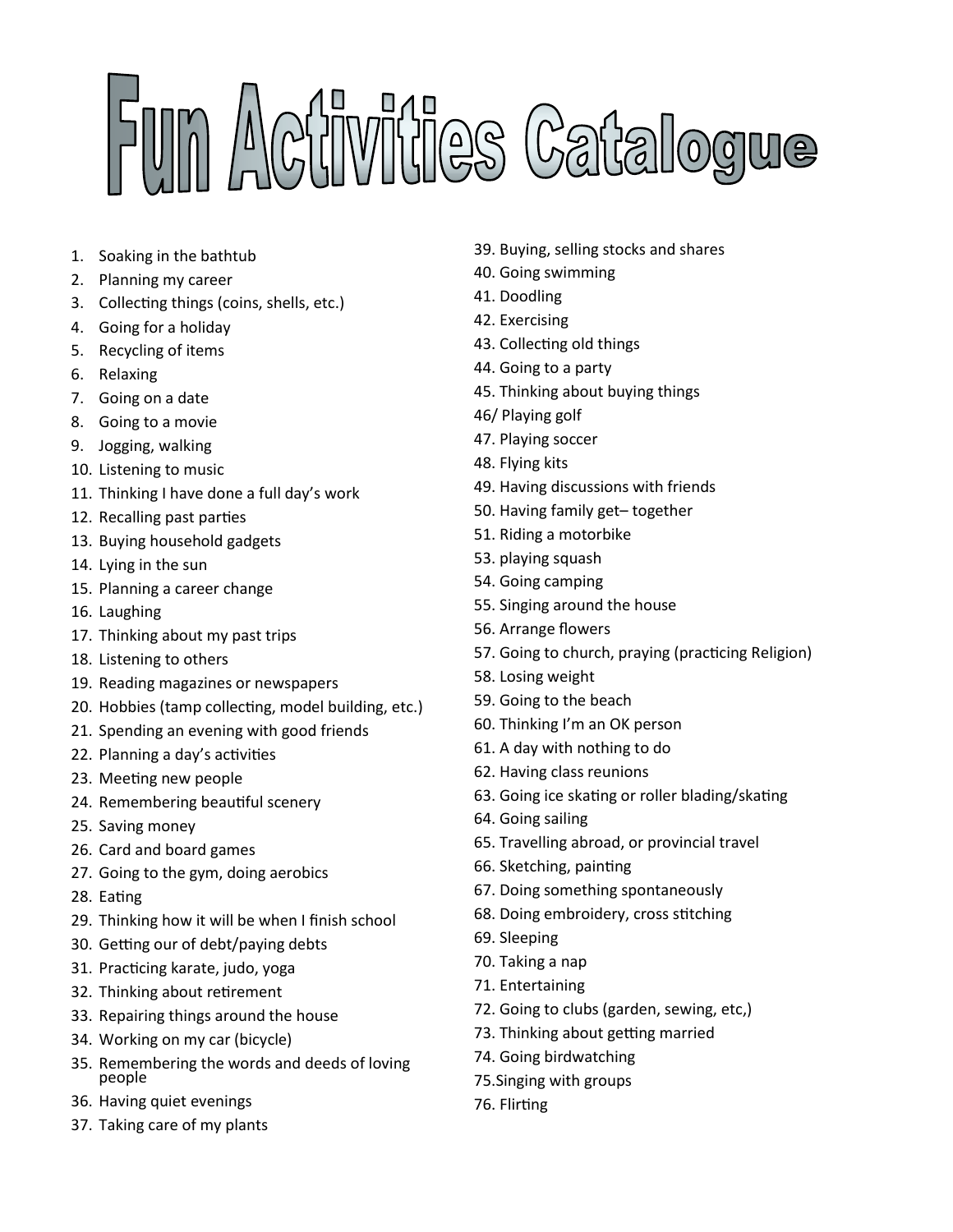# Fun Activities Catalogue

1. Soaking in the bathtub
2. Planning my career
3. Collecting things (coins, shells, etc.)
4. Going for a holiday
5. Recycling of items
6. Relaxing
7. Going on a date
8. Going to a movie
9. Jogging, walking
10. Listening to music
11. Thinking I have done a full day's work
12. Recalling past parties
13. Buying household gadgets
14. Lying in the sun
15. Planning a career change
16. Laughing
17. Thinking about my past trips
18. Listening to others
19. Reading magazines or newspapers
20. Hobbies (tamp collecting, model building, etc.)
21. Spending an evening with good friends
22. Planning a day's activities
23. Meeting new people
24. Remembering beautiful scenery
25. Saving money
26. Card and board games
27. Going to the gym, doing aerobics
28. Eating
29. Thinking how it will be when I finish school
30. Getting our of debt/paying debts
31. Practicing karate, judo, yoga
32. Thinking about retirement
33. Repairing things around the house
34. Working on my car (bicycle)
35. Remembering the words and deeds of loving people
36. Having quiet evenings
37. Taking care of my plants

39. Buying, selling stocks and shares
40. Going swimming
41. Doodling
42. Exercising
43. Collecting old things
44. Going to a party
45. Thinking about buying things

46/ Playing golf

47. Playing soccer
48. Flying kits
49. Having discussions with friends
50. Having family get– together
51. Riding a motorbike
53. playing squash
54. Going camping
55. Singing around the house
56. Arrange flowers
57. Going to church, praying (practicing Religion)
58. Losing weight
59. Going to the beach
60. Thinking I'm an OK person
61. A day with nothing to do
62. Having class reunions
63. Going ice skating or roller blading/skating
64. Going sailing
65. Travelling abroad, or provincial travel
66. Sketching, painting
67. Doing something spontaneously
68. Doing embroidery, cross stitching
69. Sleeping
70. Taking a nap
71. Entertaining
72. Going to clubs (garden, sewing, etc,)
73. Thinking about getting married
74. Going birdwatching
75. Singing with groups
76. Flirting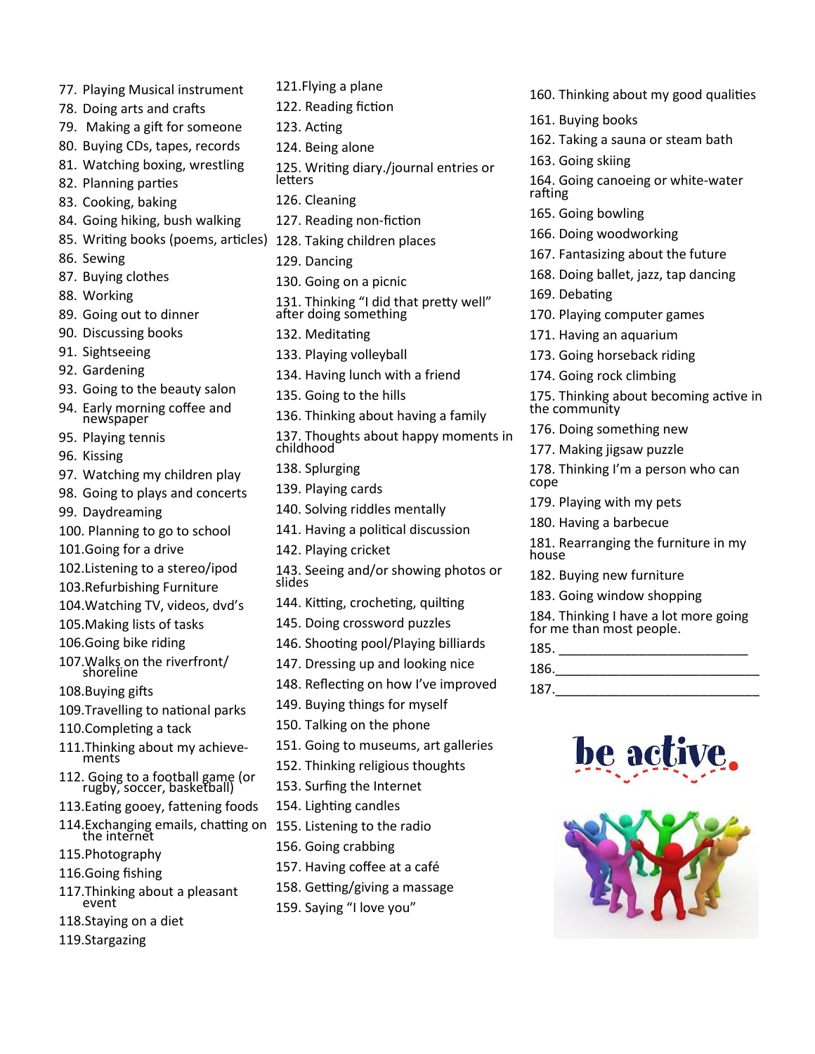77. Playing Musical instrument
78. Doing arts and crafts
79. Making a gift for someone
80. Buying CDs, tapes, records
81. Watching boxing, wrestling
82. Planning parties
83. Cooking, baking
84. Going hiking, bush walking
85. Writing books (poems, articles)
86. Sewing
87. Buying clothes
88. Working
89. Going out to dinner
90. Discussing books
91. Sightseeing
92. Gardening
93. Going to the beauty salon
94. Early morning coffee and newspaper
95. Playing tennis
96. Kissing
97. Watching my children play
98. Going to plays and concerts
99. Daydreaming
100. Planning to go to school
101.Going for a drive
102.Listening to a stereo/ipod
103.Refurbishing Furniture
104.Watching TV, videos, dvd's
105.Making lists of tasks
106.Going bike riding
107.Walks on the riverfront/ shoreline
108.Buying gifts
109.Travelling to national parks
110.Completing a tack
111.Thinking about my achieve-ments
112. Going to a football game (or rugby, soccer, basketball)
113.Eating gooey, fattening foods
114.Exchanging emails, chatting on the internet
115.Photography
116.Going fishing
117.Thinking about a pleasant event
118.Staying on a diet
119.Stargazing
121.Flying a plane
122. Reading fiction
123. Acting
124. Being alone
125. Writing diary./journal entries or letters
126. Cleaning
127. Reading non-fiction
128. Taking children places
129. Dancing
130. Going on a picnic
131. Thinking "I did that pretty well" after doing something
132. Meditating
133. Playing volleyball
134. Having lunch with a friend
135. Going to the hills
136. Thinking about having a family
137. Thoughts about happy moments in childhood
138. Splurging
139. Playing cards
140. Solving riddles mentally
141. Having a political discussion
142. Playing cricket
143. Seeing and/or showing photos or slides
144. Kitting, crocheting, quilting
145. Doing crossword puzzles
146. Shooting pool/Playing billiards
147. Dressing up and looking nice
148. Reflecting on how I've improved
149. Buying things for myself
150. Talking on the phone
151. Going to museums, art galleries
152. Thinking religious thoughts
153. Surfing the Internet
154. Lighting candles
155. Listening to the radio
156. Going crabbing
157. Having coffee at a café
158. Getting/giving a massage
159. Saying "I love you"
160. Thinking about my good qualities
161. Buying books
162. Taking a sauna or steam bath
163. Going skiing
164. Going canoeing or white-water rafting
165. Going bowling
166. Doing woodworking
167. Fantasizing about the future
168. Doing ballet, jazz, tap dancing
169. Debating
170. Playing computer games
171. Having an aquarium
173. Going horseback riding
174. Going rock climbing
175. Thinking about becoming active in the community
176. Doing something new
177. Making jigsaw puzzle
178. Thinking I'm a person who can cope
179. Playing with my pets
180. Having a barbecue
181. Rearranging the furniture in my house
182. Buying new furniture
183. Going window shopping
184. Thinking I have a lot more going for me than most people.
185. ___________________________
186. ___________________________
187. ___________________________

be active.